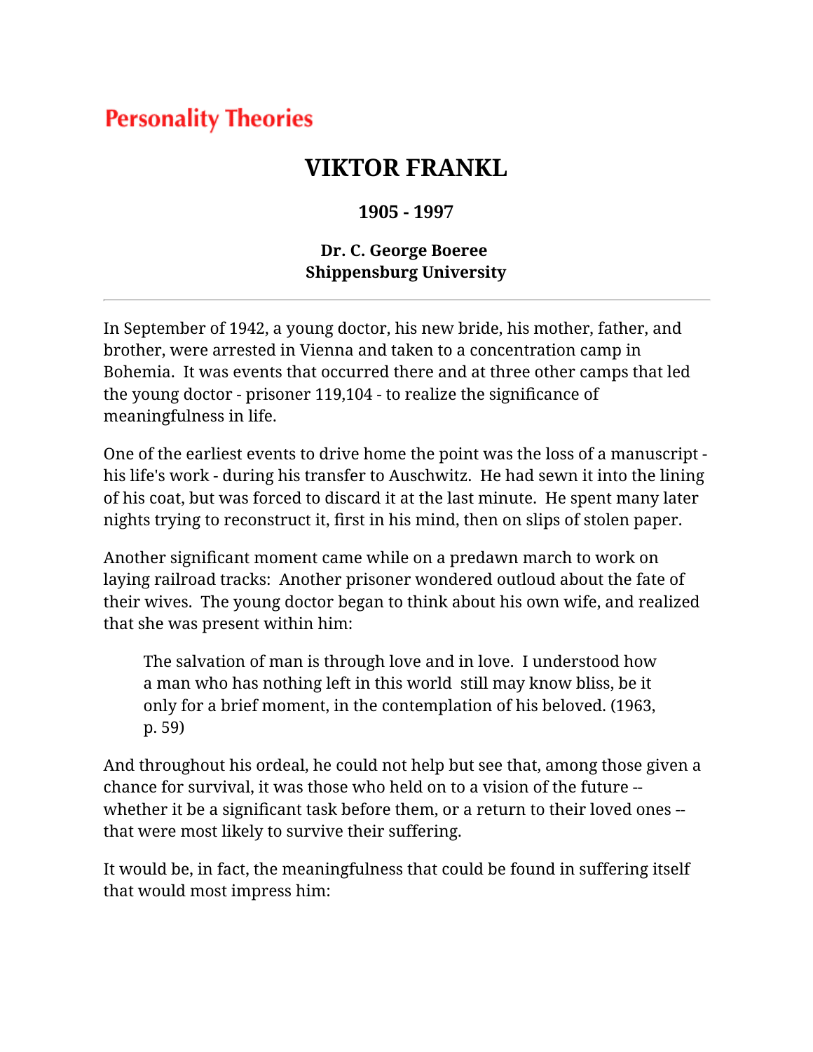Personality Theories

# VIKTOR FRANKL

### 1905 - 1997

**Dr. C. George Boeree**
**Shippensburg University**

---

In September of 1942, a young doctor, his new bride, his mother, father, and brother, were arrested in Vienna and taken to a concentration camp in Bohemia. It was events that occurred there and at three other camps that led the young doctor - prisoner 119,104 - to realize the significance of meaningfulness in life.

One of the earliest events to drive home the point was the loss of a manuscript - his life's work - during his transfer to Auschwitz. He had sewn it into the lining of his coat, but was forced to discard it at the last minute. He spent many later nights trying to reconstruct it, first in his mind, then on slips of stolen paper.

Another significant moment came while on a predawn march to work on laying railroad tracks: Another prisoner wondered outloud about the fate of their wives. The young doctor began to think about his own wife, and realized that she was present within him:

> The salvation of man is through love and in love. I understood how a man who has nothing left in this world still may know bliss, be it only for a brief moment, in the contemplation of his beloved. (1963, p. 59)

And throughout his ordeal, he could not help but see that, among those given a chance for survival, it was those who held on to a vision of the future -- whether it be a significant task before them, or a return to their loved ones -- that were most likely to survive their suffering.

It would be, in fact, the meaningfulness that could be found in suffering itself that would most impress him: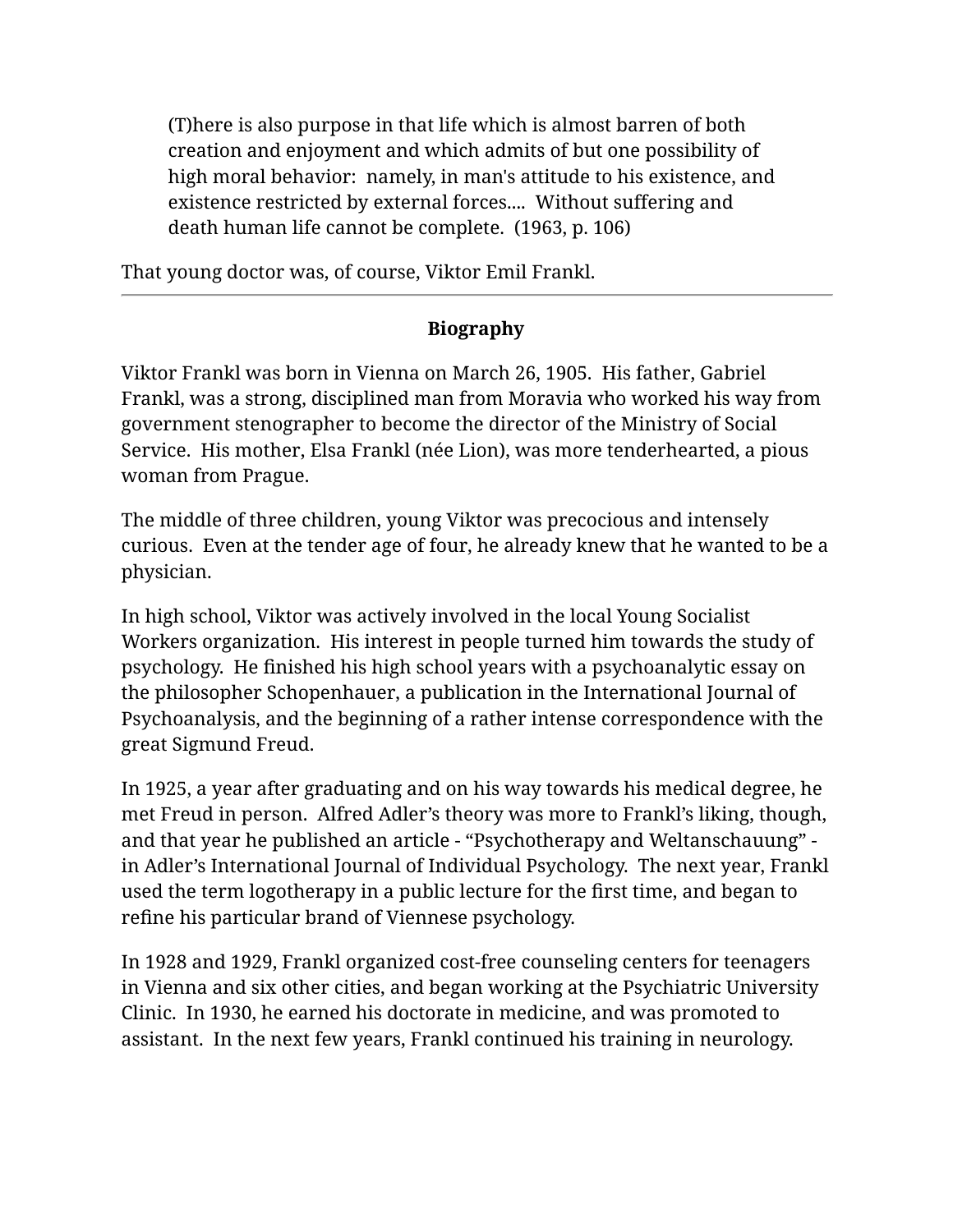> (T)here is also purpose in that life which is almost barren of both creation and enjoyment and which admits of but one possibility of high moral behavior: namely, in man's attitude to his existence, and existence restricted by external forces.... Without suffering and death human life cannot be complete. (1963, p. 106)

That young doctor was, of course, Viktor Emil Frankl.

---

## Biography

Viktor Frankl was born in Vienna on March 26, 1905. His father, Gabriel Frankl, was a strong, disciplined man from Moravia who worked his way from government stenographer to become the director of the Ministry of Social Service. His mother, Elsa Frankl (née Lion), was more tenderhearted, a pious woman from Prague.

The middle of three children, young Viktor was precocious and intensely curious. Even at the tender age of four, he already knew that he wanted to be a physician.

In high school, Viktor was actively involved in the local Young Socialist Workers organization. His interest in people turned him towards the study of psychology. He finished his high school years with a psychoanalytic essay on the philosopher Schopenhauer, a publication in the International Journal of Psychoanalysis, and the beginning of a rather intense correspondence with the great Sigmund Freud.

In 1925, a year after graduating and on his way towards his medical degree, he met Freud in person. Alfred Adler's theory was more to Frankl's liking, though, and that year he published an article - "Psychotherapy and Weltanschauung" - in Adler's International Journal of Individual Psychology. The next year, Frankl used the term logotherapy in a public lecture for the first time, and began to refine his particular brand of Viennese psychology.

In 1928 and 1929, Frankl organized cost-free counseling centers for teenagers in Vienna and six other cities, and began working at the Psychiatric University Clinic. In 1930, he earned his doctorate in medicine, and was promoted to assistant. In the next few years, Frankl continued his training in neurology.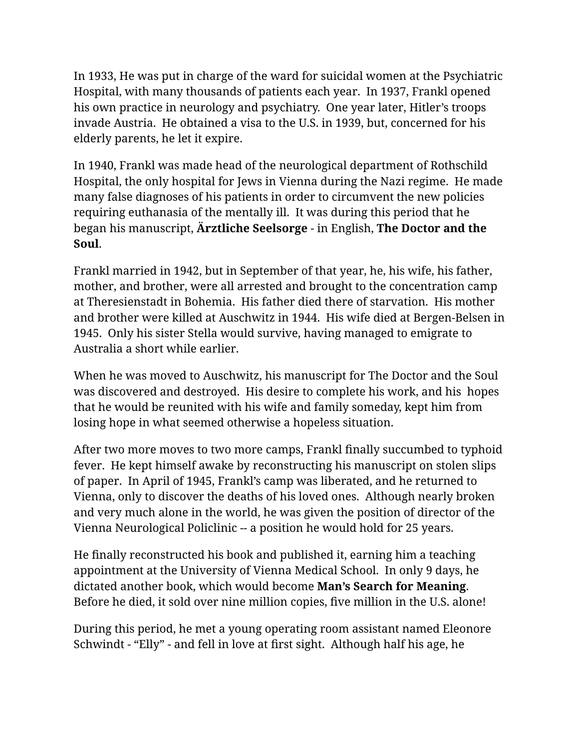In 1933, He was put in charge of the ward for suicidal women at the Psychiatric Hospital, with many thousands of patients each year. In 1937, Frankl opened his own practice in neurology and psychiatry. One year later, Hitler's troops invade Austria. He obtained a visa to the U.S. in 1939, but, concerned for his elderly parents, he let it expire.

In 1940, Frankl was made head of the neurological department of Rothschild Hospital, the only hospital for Jews in Vienna during the Nazi regime. He made many false diagnoses of his patients in order to circumvent the new policies requiring euthanasia of the mentally ill. It was during this period that he began his manuscript, **Ärztliche Seelsorge** - in English, **The Doctor and the Soul**.

Frankl married in 1942, but in September of that year, he, his wife, his father, mother, and brother, were all arrested and brought to the concentration camp at Theresienstadt in Bohemia. His father died there of starvation. His mother and brother were killed at Auschwitz in 1944. His wife died at Bergen-Belsen in 1945. Only his sister Stella would survive, having managed to emigrate to Australia a short while earlier.

When he was moved to Auschwitz, his manuscript for The Doctor and the Soul was discovered and destroyed. His desire to complete his work, and his hopes that he would be reunited with his wife and family someday, kept him from losing hope in what seemed otherwise a hopeless situation.

After two more moves to two more camps, Frankl finally succumbed to typhoid fever. He kept himself awake by reconstructing his manuscript on stolen slips of paper. In April of 1945, Frankl's camp was liberated, and he returned to Vienna, only to discover the deaths of his loved ones. Although nearly broken and very much alone in the world, he was given the position of director of the Vienna Neurological Policlinic -- a position he would hold for 25 years.

He finally reconstructed his book and published it, earning him a teaching appointment at the University of Vienna Medical School. In only 9 days, he dictated another book, which would become **Man's Search for Meaning**. Before he died, it sold over nine million copies, five million in the U.S. alone!

During this period, he met a young operating room assistant named Eleonore Schwindt - "Elly" - and fell in love at first sight. Although half his age, he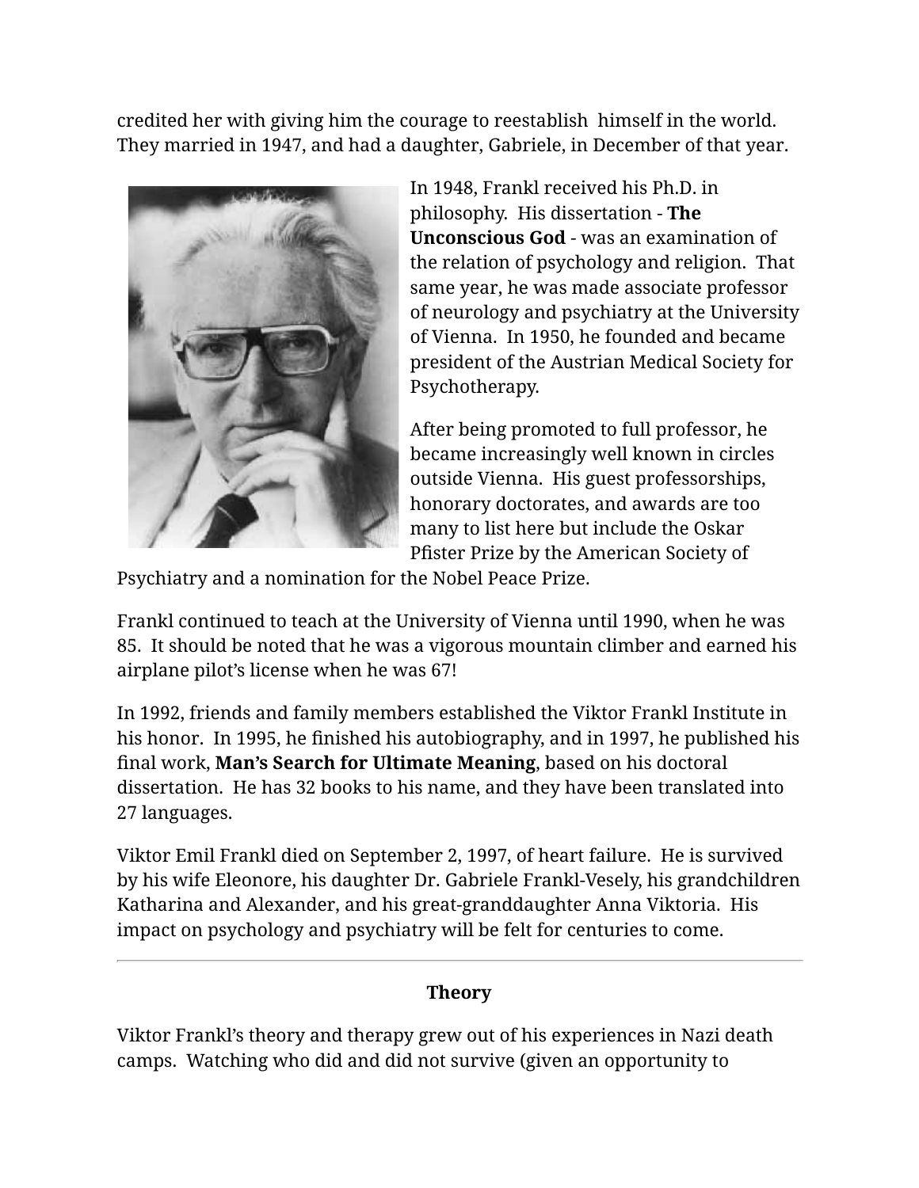credited her with giving him the courage to reestablish himself in the world. They married in 1947, and had a daughter, Gabriele, in December of that year.

In 1948, Frankl received his Ph.D. in philosophy. His dissertation - **The Unconscious God** - was an examination of the relation of psychology and religion. That same year, he was made associate professor of neurology and psychiatry at the University of Vienna. In 1950, he founded and became president of the Austrian Medical Society for Psychotherapy.

After being promoted to full professor, he became increasingly well known in circles outside Vienna. His guest professorships, honorary doctorates, and awards are too many to list here but include the Oskar Pfister Prize by the American Society of Psychiatry and a nomination for the Nobel Peace Prize.

Frankl continued to teach at the University of Vienna until 1990, when he was 85. It should be noted that he was a vigorous mountain climber and earned his airplane pilot's license when he was 67!

In 1992, friends and family members established the Viktor Frankl Institute in his honor. In 1995, he finished his autobiography, and in 1997, he published his final work, **Man's Search for Ultimate Meaning**, based on his doctoral dissertation. He has 32 books to his name, and they have been translated into 27 languages.

Viktor Emil Frankl died on September 2, 1997, of heart failure. He is survived by his wife Eleonore, his daughter Dr. Gabriele Frankl-Vesely, his grandchildren Katharina and Alexander, and his great-granddaughter Anna Viktoria. His impact on psychology and psychiatry will be felt for centuries to come.

---

## Theory

Viktor Frankl's theory and therapy grew out of his experiences in Nazi death camps. Watching who did and did not survive (given an opportunity to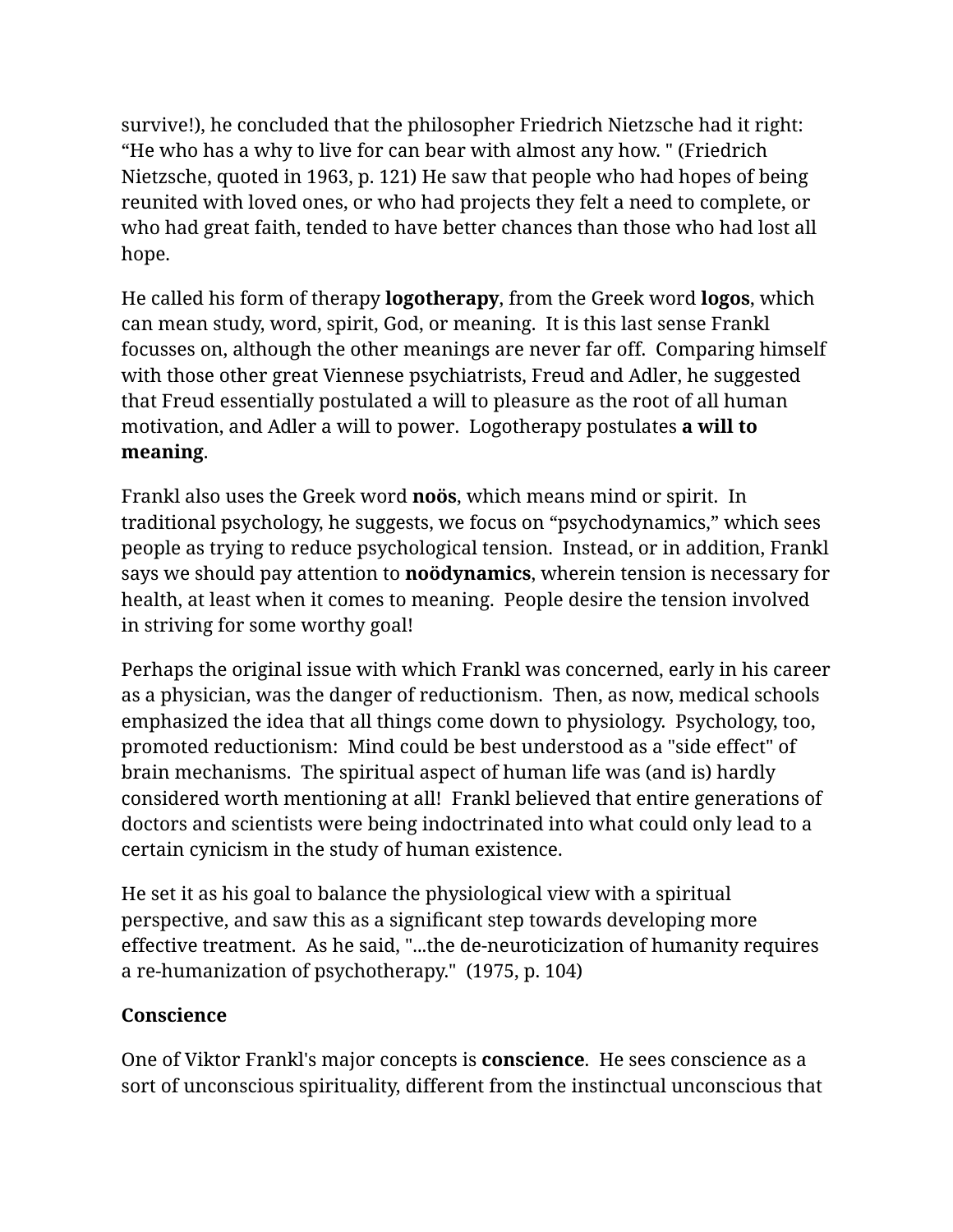survive!), he concluded that the philosopher Friedrich Nietzsche had it right: “He who has a why to live for can bear with almost any how. " (Friedrich Nietzsche, quoted in 1963, p. 121) He saw that people who had hopes of being reunited with loved ones, or who had projects they felt a need to complete, or who had great faith, tended to have better chances than those who had lost all hope.

He called his form of therapy **logotherapy**, from the Greek word **logos**, which can mean study, word, spirit, God, or meaning. It is this last sense Frankl focusses on, although the other meanings are never far off. Comparing himself with those other great Viennese psychiatrists, Freud and Adler, he suggested that Freud essentially postulated a will to pleasure as the root of all human motivation, and Adler a will to power. Logotherapy postulates **a will to meaning**.

Frankl also uses the Greek word **noös**, which means mind or spirit. In traditional psychology, he suggests, we focus on “psychodynamics,” which sees people as trying to reduce psychological tension. Instead, or in addition, Frankl says we should pay attention to **noödynamics**, wherein tension is necessary for health, at least when it comes to meaning. People desire the tension involved in striving for some worthy goal!

Perhaps the original issue with which Frankl was concerned, early in his career as a physician, was the danger of reductionism. Then, as now, medical schools emphasized the idea that all things come down to physiology. Psychology, too, promoted reductionism: Mind could be best understood as a "side effect" of brain mechanisms. The spiritual aspect of human life was (and is) hardly considered worth mentioning at all! Frankl believed that entire generations of doctors and scientists were being indoctrinated into what could only lead to a certain cynicism in the study of human existence.

He set it as his goal to balance the physiological view with a spiritual perspective, and saw this as a significant step towards developing more effective treatment. As he said, "...the de-neuroticization of humanity requires a re-humanization of psychotherapy." (1975, p. 104)

**Conscience**

One of Viktor Frankl's major concepts is **conscience**. He sees conscience as a sort of unconscious spirituality, different from the instinctual unconscious that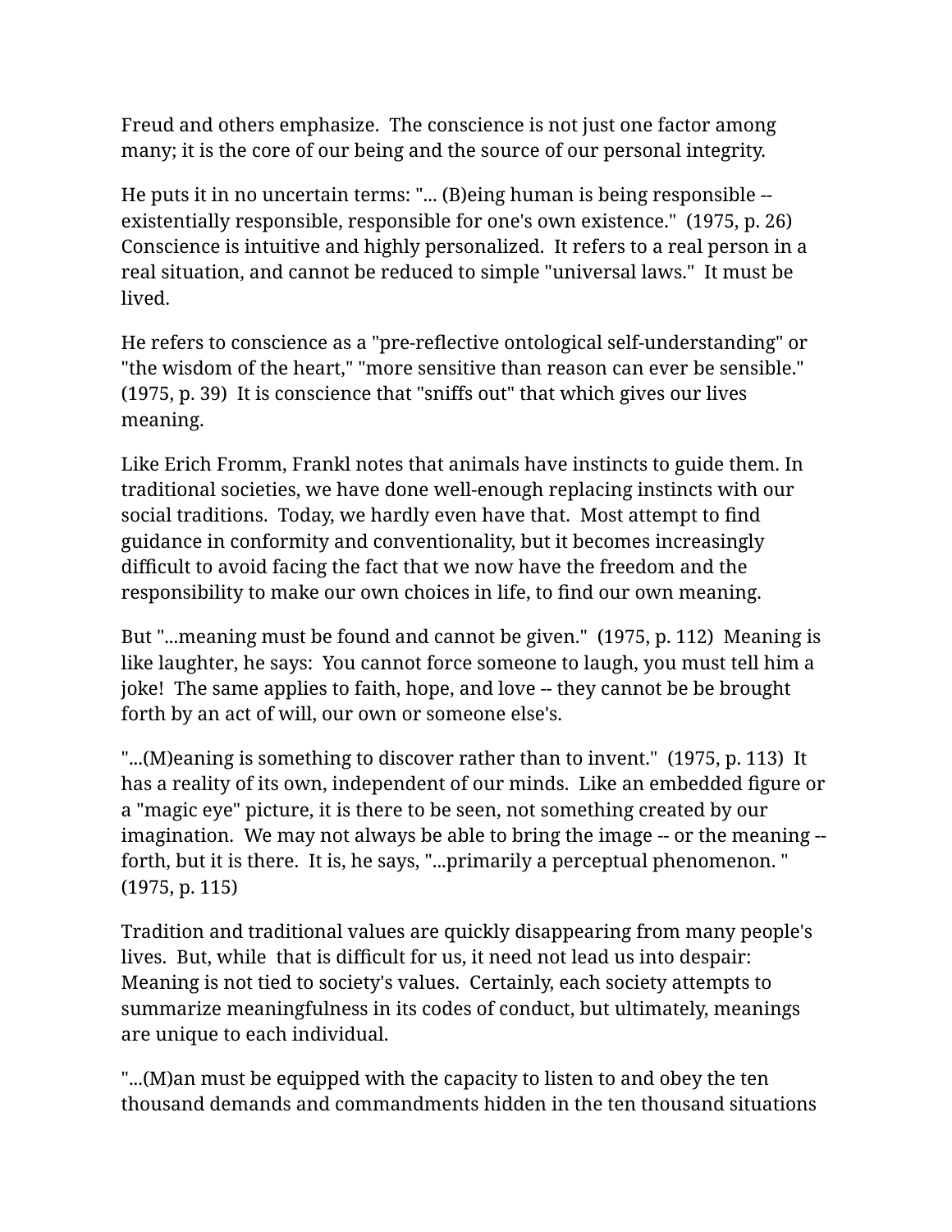Freud and others emphasize. The conscience is not just one factor among many; it is the core of our being and the source of our personal integrity.

He puts it in no uncertain terms: "... (B)eing human is being responsible -- existentially responsible, responsible for one's own existence." (1975, p. 26) Conscience is intuitive and highly personalized. It refers to a real person in a real situation, and cannot be reduced to simple "universal laws." It must be lived.

He refers to conscience as a "pre-reflective ontological self-understanding" or "the wisdom of the heart," "more sensitive than reason can ever be sensible." (1975, p. 39) It is conscience that "sniffs out" that which gives our lives meaning.

Like Erich Fromm, Frankl notes that animals have instincts to guide them. In traditional societies, we have done well-enough replacing instincts with our social traditions. Today, we hardly even have that. Most attempt to find guidance in conformity and conventionality, but it becomes increasingly difficult to avoid facing the fact that we now have the freedom and the responsibility to make our own choices in life, to find our own meaning.

But "...meaning must be found and cannot be given." (1975, p. 112) Meaning is like laughter, he says: You cannot force someone to laugh, you must tell him a joke! The same applies to faith, hope, and love -- they cannot be be brought forth by an act of will, our own or someone else's.

"...(M)eaning is something to discover rather than to invent." (1975, p. 113) It has a reality of its own, independent of our minds. Like an embedded figure or a "magic eye" picture, it is there to be seen, not something created by our imagination. We may not always be able to bring the image -- or the meaning -- forth, but it is there. It is, he says, "...primarily a perceptual phenomenon. " (1975, p. 115)

Tradition and traditional values are quickly disappearing from many people's lives. But, while that is difficult for us, it need not lead us into despair: Meaning is not tied to society's values. Certainly, each society attempts to summarize meaningfulness in its codes of conduct, but ultimately, meanings are unique to each individual.

"...(M)an must be equipped with the capacity to listen to and obey the ten thousand demands and commandments hidden in the ten thousand situations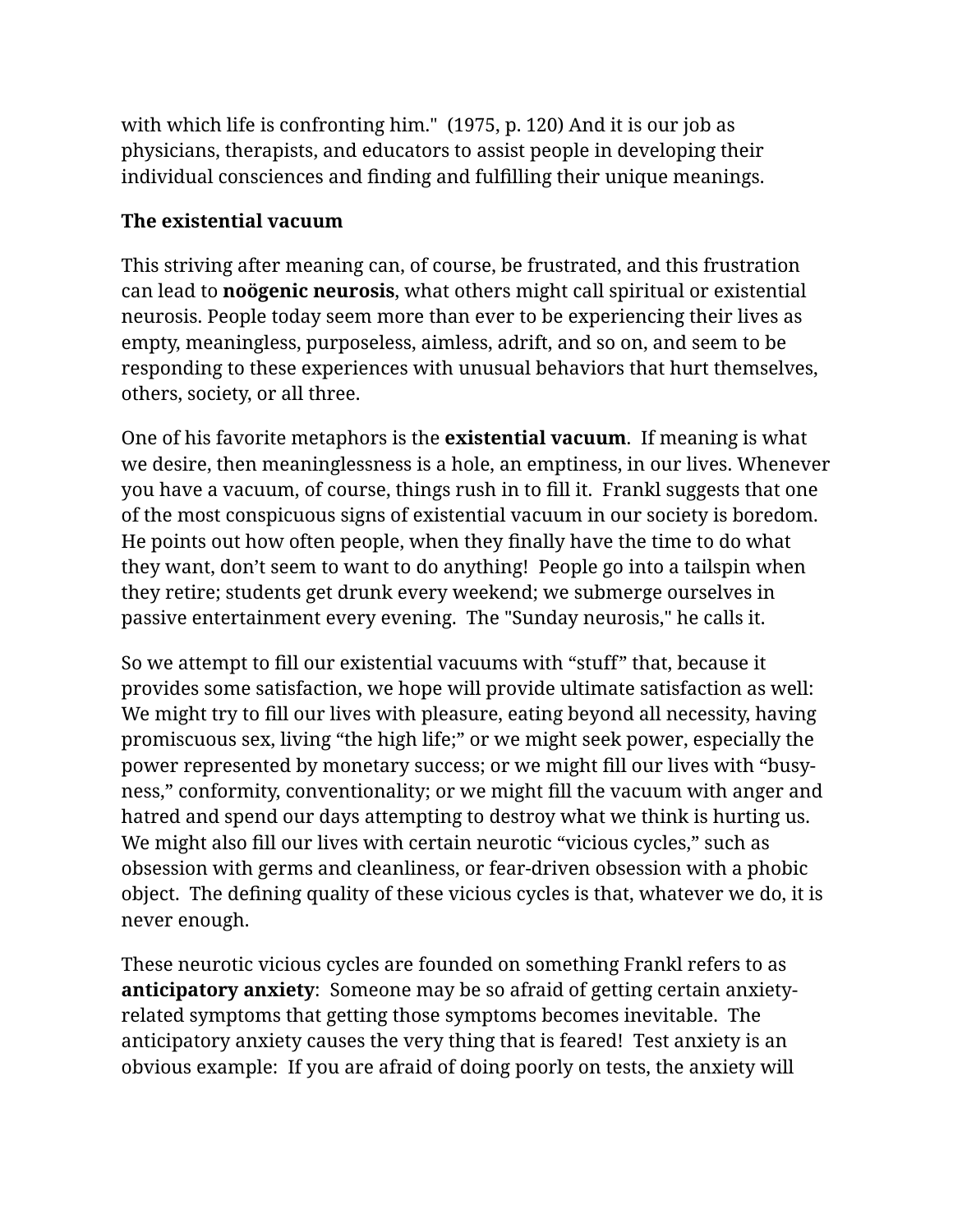with which life is confronting him."  (1975, p. 120) And it is our job as physicians, therapists, and educators to assist people in developing their individual consciences and finding and fulfilling their unique meanings.

**The existential vacuum**

This striving after meaning can, of course, be frustrated, and this frustration can lead to **noögenic neurosis**, what others might call spiritual or existential neurosis. People today seem more than ever to be experiencing their lives as empty, meaningless, purposeless, aimless, adrift, and so on, and seem to be responding to these experiences with unusual behaviors that hurt themselves, others, society, or all three.

One of his favorite metaphors is the **existential vacuum**.  If meaning is what we desire, then meaninglessness is a hole, an emptiness, in our lives. Whenever you have a vacuum, of course, things rush in to fill it.  Frankl suggests that one of the most conspicuous signs of existential vacuum in our society is boredom.  He points out how often people, when they finally have the time to do what they want, don't seem to want to do anything!  People go into a tailspin when they retire; students get drunk every weekend; we submerge ourselves in passive entertainment every evening.  The "Sunday neurosis," he calls it.

So we attempt to fill our existential vacuums with "stuff" that, because it provides some satisfaction, we hope will provide ultimate satisfaction as well:  We might try to fill our lives with pleasure, eating beyond all necessity, having promiscuous sex, living "the high life;" or we might seek power, especially the power represented by monetary success; or we might fill our lives with "busy-ness," conformity, conventionality; or we might fill the vacuum with anger and hatred and spend our days attempting to destroy what we think is hurting us.  We might also fill our lives with certain neurotic "vicious cycles," such as obsession with germs and cleanliness, or fear-driven obsession with a phobic object.  The defining quality of these vicious cycles is that, whatever we do, it is never enough.

These neurotic vicious cycles are founded on something Frankl refers to as **anticipatory anxiety**:  Someone may be so afraid of getting certain anxiety-related symptoms that getting those symptoms becomes inevitable.  The anticipatory anxiety causes the very thing that is feared!  Test anxiety is an obvious example:  If you are afraid of doing poorly on tests, the anxiety will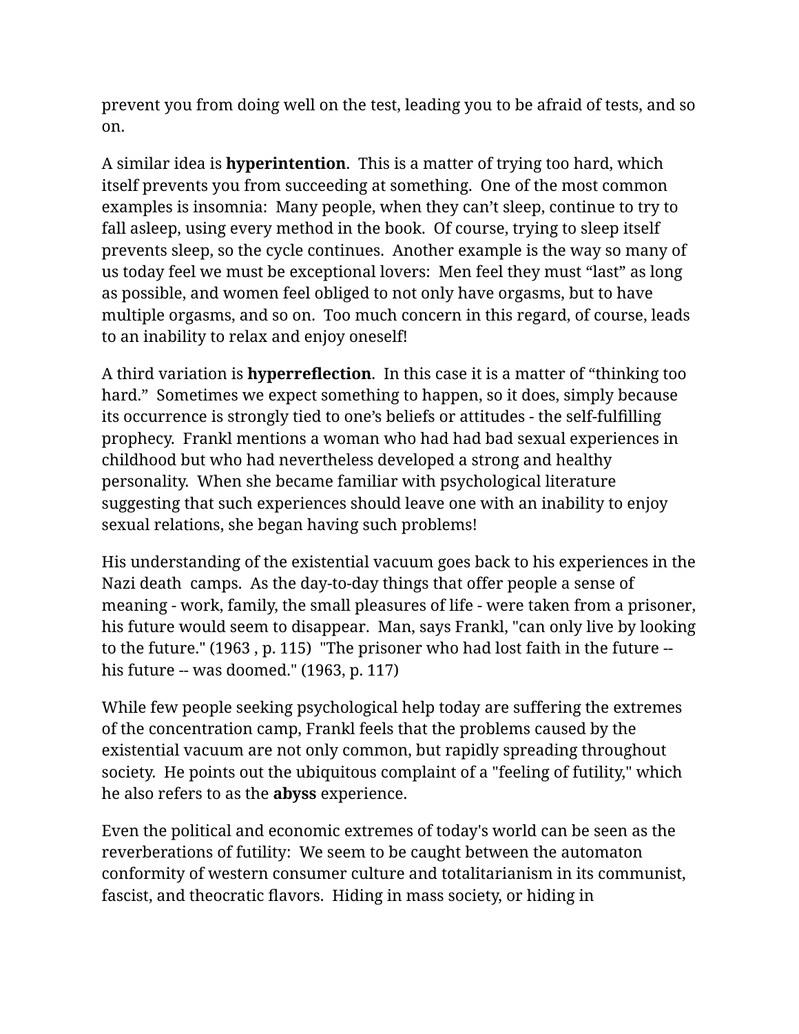prevent you from doing well on the test, leading you to be afraid of tests, and so on.

A similar idea is **hyperintention**. This is a matter of trying too hard, which itself prevents you from succeeding at something. One of the most common examples is insomnia: Many people, when they can't sleep, continue to try to fall asleep, using every method in the book. Of course, trying to sleep itself prevents sleep, so the cycle continues. Another example is the way so many of us today feel we must be exceptional lovers: Men feel they must "last" as long as possible, and women feel obliged to not only have orgasms, but to have multiple orgasms, and so on. Too much concern in this regard, of course, leads to an inability to relax and enjoy oneself!

A third variation is **hyperreflection**. In this case it is a matter of "thinking too hard." Sometimes we expect something to happen, so it does, simply because its occurrence is strongly tied to one's beliefs or attitudes - the self-fulfilling prophecy. Frankl mentions a woman who had had bad sexual experiences in childhood but who had nevertheless developed a strong and healthy personality. When she became familiar with psychological literature suggesting that such experiences should leave one with an inability to enjoy sexual relations, she began having such problems!

His understanding of the existential vacuum goes back to his experiences in the Nazi death camps. As the day-to-day things that offer people a sense of meaning - work, family, the small pleasures of life - were taken from a prisoner, his future would seem to disappear. Man, says Frankl, "can only live by looking to the future." (1963 , p. 115) "The prisoner who had lost faith in the future -- his future -- was doomed." (1963, p. 117)

While few people seeking psychological help today are suffering the extremes of the concentration camp, Frankl feels that the problems caused by the existential vacuum are not only common, but rapidly spreading throughout society. He points out the ubiquitous complaint of a "feeling of futility," which he also refers to as the **abyss** experience.

Even the political and economic extremes of today's world can be seen as the reverberations of futility: We seem to be caught between the automaton conformity of western consumer culture and totalitarianism in its communist, fascist, and theocratic flavors. Hiding in mass society, or hiding in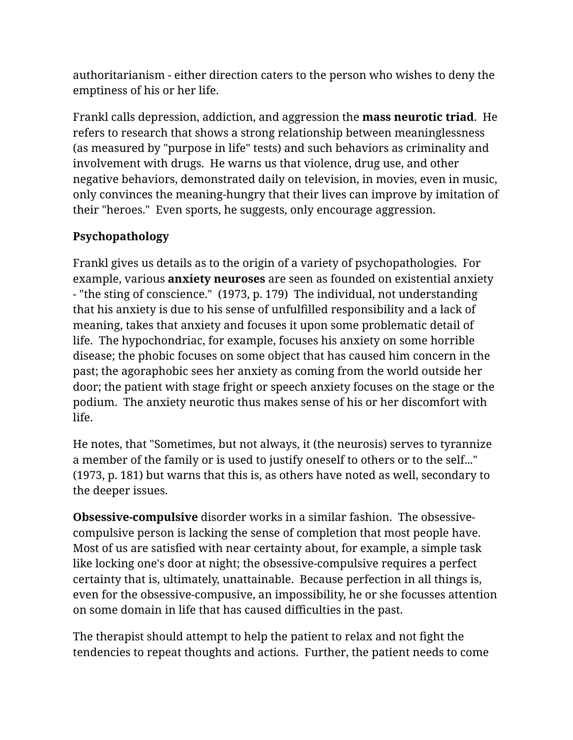authoritarianism - either direction caters to the person who wishes to deny the emptiness of his or her life.

Frankl calls depression, addiction, and aggression the **mass neurotic triad**.  He refers to research that shows a strong relationship between meaninglessness (as measured by "purpose in life" tests) and such behaviors as criminality and involvement with drugs.  He warns us that violence, drug use, and other negative behaviors, demonstrated daily on television, in movies, even in music, only convinces the meaning-hungry that their lives can improve by imitation of their "heroes."  Even sports, he suggests, only encourage aggression.

**Psychopathology**

Frankl gives us details as to the origin of a variety of psychopathologies.  For example, various **anxiety neuroses** are seen as founded on existential anxiety - "the sting of conscience."  (1973, p. 179)  The individual, not understanding that his anxiety is due to his sense of unfulfilled responsibility and a lack of meaning, takes that anxiety and focuses it upon some problematic detail of life.  The hypochondriac, for example, focuses his anxiety on some horrible disease; the phobic focuses on some object that has caused him concern in the past; the agoraphobic sees her anxiety as coming from the world outside her door; the patient with stage fright or speech anxiety focuses on the stage or the podium.  The anxiety neurotic thus makes sense of his or her discomfort with life.

He notes, that "Sometimes, but not always, it (the neurosis) serves to tyrannize a member of the family or is used to justify oneself to others or to the self..." (1973, p. 181) but warns that this is, as others have noted as well, secondary to the deeper issues.

**Obsessive-compulsive** disorder works in a similar fashion.  The obsessive-compulsive person is lacking the sense of completion that most people have.  Most of us are satisfied with near certainty about, for example, a simple task like locking one's door at night; the obsessive-compulsive requires a perfect certainty that is, ultimately, unattainable.  Because perfection in all things is, even for the obsessive-compusive, an impossibility, he or she focusses attention on some domain in life that has caused difficulties in the past.

The therapist should attempt to help the patient to relax and not fight the tendencies to repeat thoughts and actions.  Further, the patient needs to come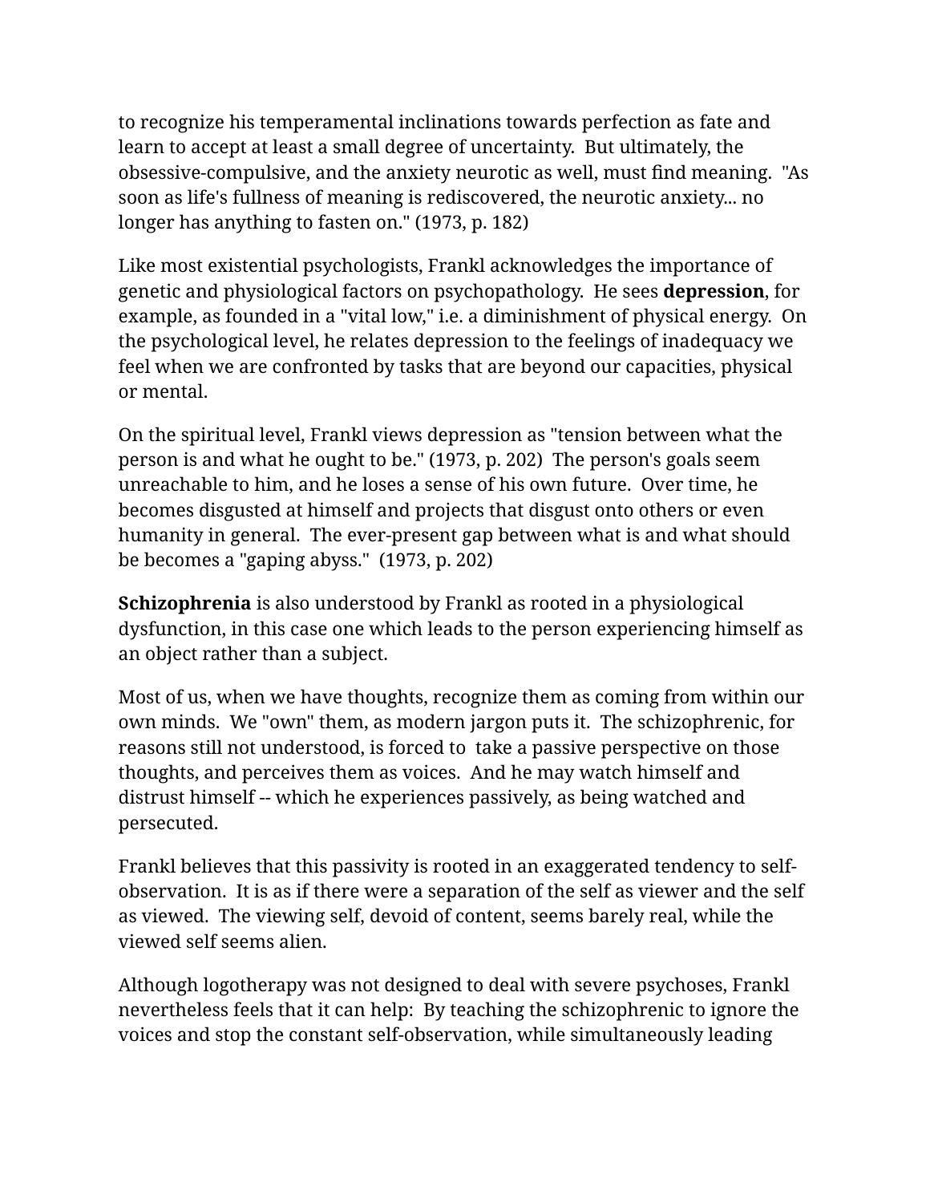to recognize his temperamental inclinations towards perfection as fate and learn to accept at least a small degree of uncertainty. But ultimately, the obsessive-compulsive, and the anxiety neurotic as well, must find meaning. "As soon as life's fullness of meaning is rediscovered, the neurotic anxiety... no longer has anything to fasten on." (1973, p. 182)

Like most existential psychologists, Frankl acknowledges the importance of genetic and physiological factors on psychopathology. He sees **depression**, for example, as founded in a "vital low," i.e. a diminishment of physical energy. On the psychological level, he relates depression to the feelings of inadequacy we feel when we are confronted by tasks that are beyond our capacities, physical or mental.

On the spiritual level, Frankl views depression as "tension between what the person is and what he ought to be." (1973, p. 202) The person's goals seem unreachable to him, and he loses a sense of his own future. Over time, he becomes disgusted at himself and projects that disgust onto others or even humanity in general. The ever-present gap between what is and what should be becomes a "gaping abyss." (1973, p. 202)

**Schizophrenia** is also understood by Frankl as rooted in a physiological dysfunction, in this case one which leads to the person experiencing himself as an object rather than a subject.

Most of us, when we have thoughts, recognize them as coming from within our own minds. We "own" them, as modern jargon puts it. The schizophrenic, for reasons still not understood, is forced to take a passive perspective on those thoughts, and perceives them as voices. And he may watch himself and distrust himself -- which he experiences passively, as being watched and persecuted.

Frankl believes that this passivity is rooted in an exaggerated tendency to self-observation. It is as if there were a separation of the self as viewer and the self as viewed. The viewing self, devoid of content, seems barely real, while the viewed self seems alien.

Although logotherapy was not designed to deal with severe psychoses, Frankl nevertheless feels that it can help: By teaching the schizophrenic to ignore the voices and stop the constant self-observation, while simultaneously leading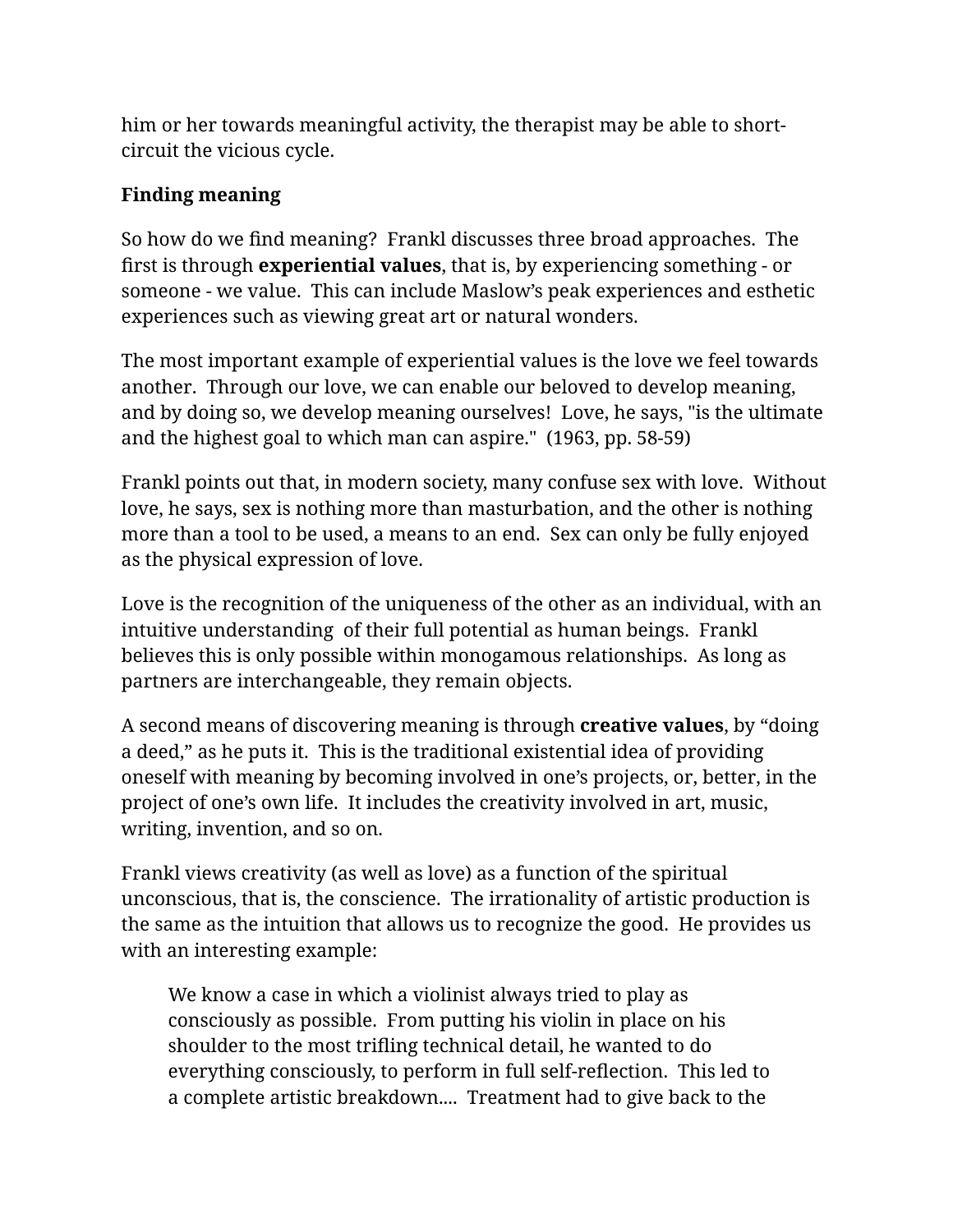him or her towards meaningful activity, the therapist may be able to short-circuit the vicious cycle.

**Finding meaning**

So how do we find meaning? Frankl discusses three broad approaches. The first is through **experiential values**, that is, by experiencing something - or someone - we value. This can include Maslow's peak experiences and esthetic experiences such as viewing great art or natural wonders.

The most important example of experiential values is the love we feel towards another. Through our love, we can enable our beloved to develop meaning, and by doing so, we develop meaning ourselves! Love, he says, "is the ultimate and the highest goal to which man can aspire." (1963, pp. 58-59)

Frankl points out that, in modern society, many confuse sex with love. Without love, he says, sex is nothing more than masturbation, and the other is nothing more than a tool to be used, a means to an end. Sex can only be fully enjoyed as the physical expression of love.

Love is the recognition of the uniqueness of the other as an individual, with an intuitive understanding of their full potential as human beings. Frankl believes this is only possible within monogamous relationships. As long as partners are interchangeable, they remain objects.

A second means of discovering meaning is through **creative values**, by "doing a deed," as he puts it. This is the traditional existential idea of providing oneself with meaning by becoming involved in one's projects, or, better, in the project of one's own life. It includes the creativity involved in art, music, writing, invention, and so on.

Frankl views creativity (as well as love) as a function of the spiritual unconscious, that is, the conscience. The irrationality of artistic production is the same as the intuition that allows us to recognize the good. He provides us with an interesting example:

> We know a case in which a violinist always tried to play as consciously as possible. From putting his violin in place on his shoulder to the most trifling technical detail, he wanted to do everything consciously, to perform in full self-reflection. This led to a complete artistic breakdown.... Treatment had to give back to the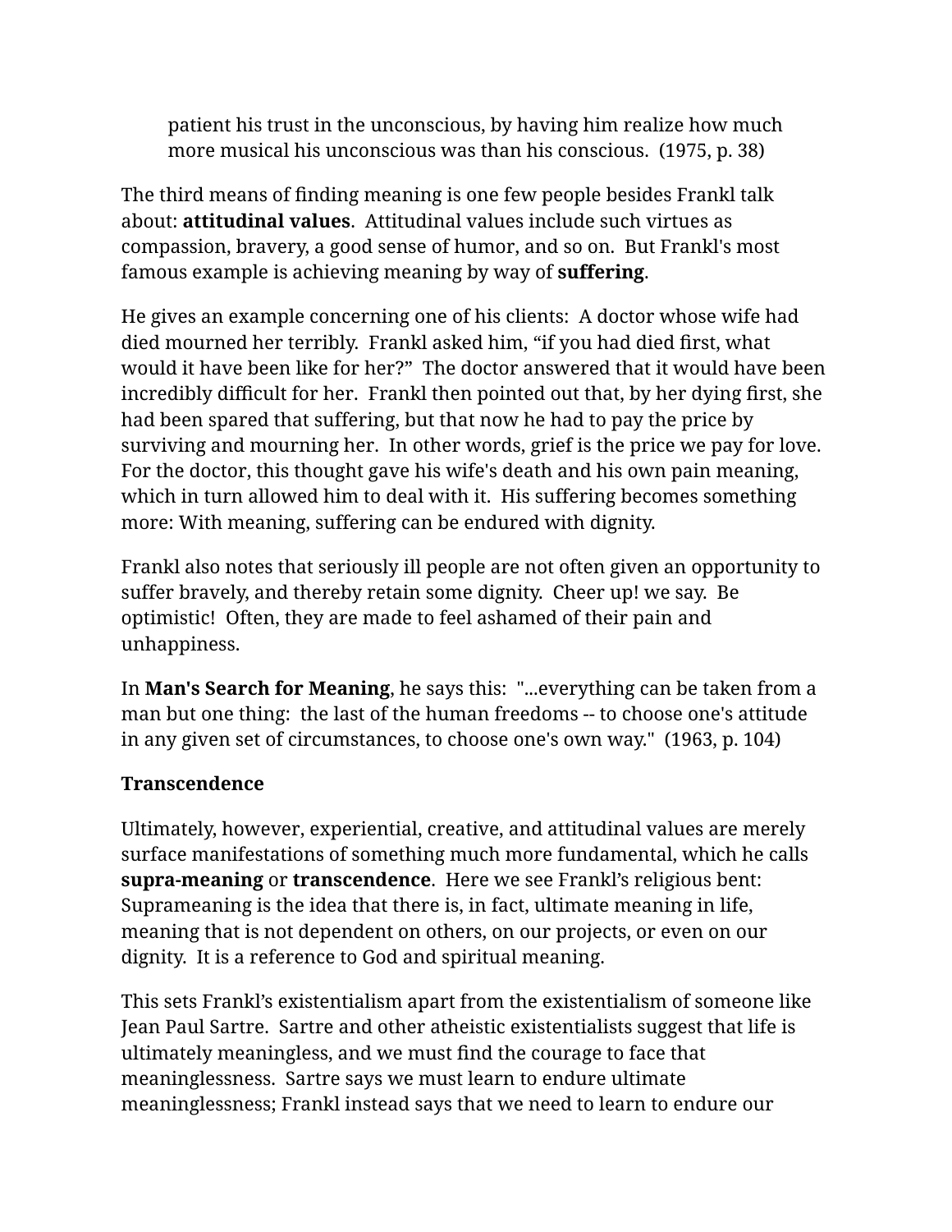> patient his trust in the unconscious, by having him realize how much more musical his unconscious was than his conscious. (1975, p. 38)

The third means of finding meaning is one few people besides Frankl talk about: **attitudinal values**. Attitudinal values include such virtues as compassion, bravery, a good sense of humor, and so on. But Frankl's most famous example is achieving meaning by way of **suffering**.

He gives an example concerning one of his clients: A doctor whose wife had died mourned her terribly. Frankl asked him, "if you had died first, what would it have been like for her?" The doctor answered that it would have been incredibly difficult for her. Frankl then pointed out that, by her dying first, she had been spared that suffering, but that now he had to pay the price by surviving and mourning her. In other words, grief is the price we pay for love. For the doctor, this thought gave his wife's death and his own pain meaning, which in turn allowed him to deal with it. His suffering becomes something more: With meaning, suffering can be endured with dignity.

Frankl also notes that seriously ill people are not often given an opportunity to suffer bravely, and thereby retain some dignity. Cheer up! we say. Be optimistic! Often, they are made to feel ashamed of their pain and unhappiness.

In **Man's Search for Meaning**, he says this: "...everything can be taken from a man but one thing: the last of the human freedoms -- to choose one's attitude in any given set of circumstances, to choose one's own way." (1963, p. 104)

**Transcendence**

Ultimately, however, experiential, creative, and attitudinal values are merely surface manifestations of something much more fundamental, which he calls **supra-meaning** or **transcendence**. Here we see Frankl's religious bent: Suprameaning is the idea that there is, in fact, ultimate meaning in life, meaning that is not dependent on others, on our projects, or even on our dignity. It is a reference to God and spiritual meaning.

This sets Frankl's existentialism apart from the existentialism of someone like Jean Paul Sartre. Sartre and other atheistic existentialists suggest that life is ultimately meaningless, and we must find the courage to face that meaninglessness. Sartre says we must learn to endure ultimate meaninglessness; Frankl instead says that we need to learn to endure our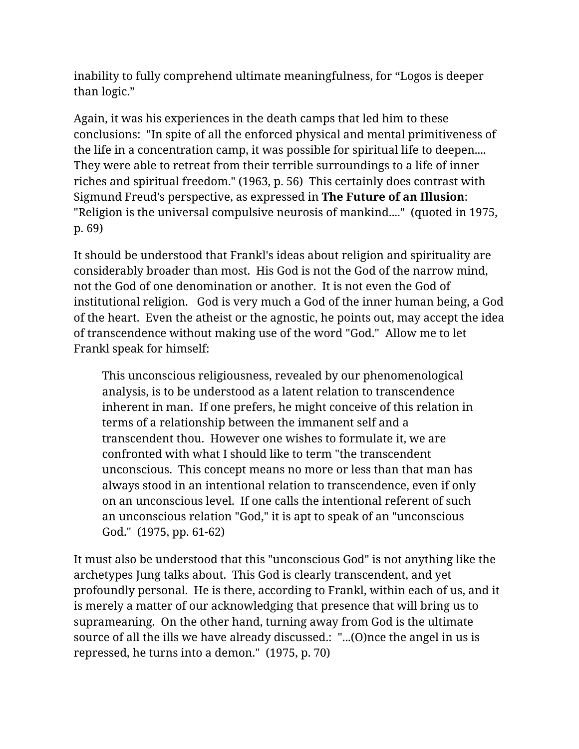inability to fully comprehend ultimate meaningfulness, for “Logos is deeper than logic.”

Again, it was his experiences in the death camps that led him to these conclusions: "In spite of all the enforced physical and mental primitiveness of the life in a concentration camp, it was possible for spiritual life to deepen.... They were able to retreat from their terrible surroundings to a life of inner riches and spiritual freedom." (1963, p. 56) This certainly does contrast with Sigmund Freud's perspective, as expressed in **The Future of an Illusion**: "Religion is the universal compulsive neurosis of mankind...." (quoted in 1975, p. 69)

It should be understood that Frankl's ideas about religion and spirituality are considerably broader than most. His God is not the God of the narrow mind, not the God of one denomination or another. It is not even the God of institutional religion. God is very much a God of the inner human being, a God of the heart. Even the atheist or the agnostic, he points out, may accept the idea of transcendence without making use of the word "God." Allow me to let Frankl speak for himself:

> This unconscious religiousness, revealed by our phenomenological analysis, is to be understood as a latent relation to transcendence inherent in man. If one prefers, he might conceive of this relation in terms of a relationship between the immanent self and a transcendent thou. However one wishes to formulate it, we are confronted with what I should like to term "the transcendent unconscious. This concept means no more or less than that man has always stood in an intentional relation to transcendence, even if only on an unconscious level. If one calls the intentional referent of such an unconscious relation "God," it is apt to speak of an "unconscious God." (1975, pp. 61-62)

It must also be understood that this "unconscious God" is not anything like the archetypes Jung talks about. This God is clearly transcendent, and yet profoundly personal. He is there, according to Frankl, within each of us, and it is merely a matter of our acknowledging that presence that will bring us to suprameaning. On the other hand, turning away from God is the ultimate source of all the ills we have already discussed.: "...(O)nce the angel in us is repressed, he turns into a demon." (1975, p. 70)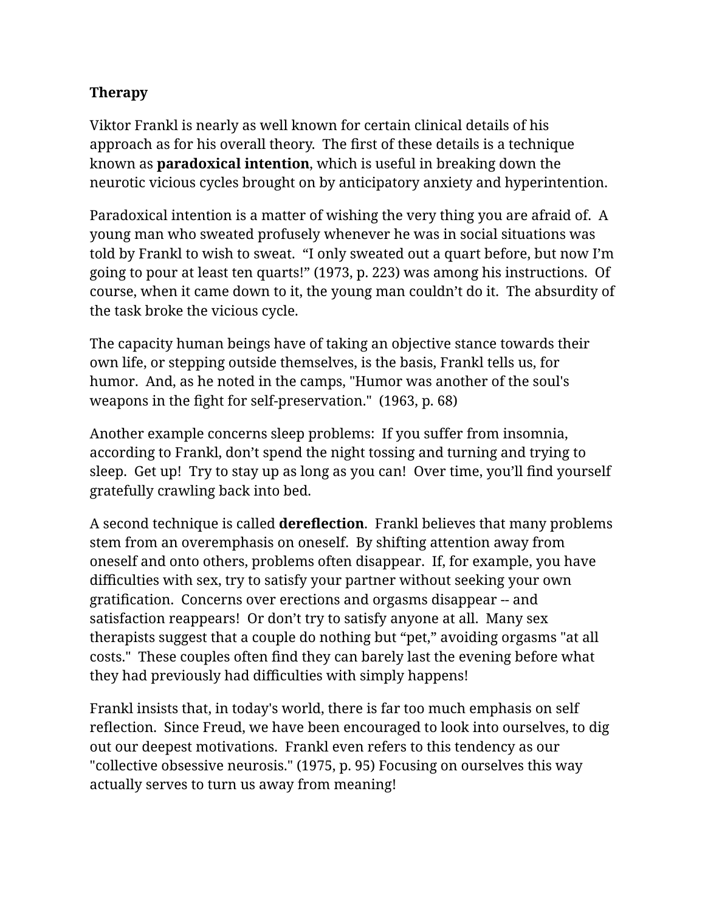**Therapy**

Viktor Frankl is nearly as well known for certain clinical details of his approach as for his overall theory. The first of these details is a technique known as **paradoxical intention**, which is useful in breaking down the neurotic vicious cycles brought on by anticipatory anxiety and hyperintention.

Paradoxical intention is a matter of wishing the very thing you are afraid of. A young man who sweated profusely whenever he was in social situations was told by Frankl to wish to sweat. “I only sweated out a quart before, but now I’m going to pour at least ten quarts!” (1973, p. 223) was among his instructions. Of course, when it came down to it, the young man couldn’t do it. The absurdity of the task broke the vicious cycle.

The capacity human beings have of taking an objective stance towards their own life, or stepping outside themselves, is the basis, Frankl tells us, for humor. And, as he noted in the camps, "Humor was another of the soul's weapons in the fight for self-preservation." (1963, p. 68)

Another example concerns sleep problems: If you suffer from insomnia, according to Frankl, don’t spend the night tossing and turning and trying to sleep. Get up! Try to stay up as long as you can! Over time, you’ll find yourself gratefully crawling back into bed.

A second technique is called **dereflection**. Frankl believes that many problems stem from an overemphasis on oneself. By shifting attention away from oneself and onto others, problems often disappear. If, for example, you have difficulties with sex, try to satisfy your partner without seeking your own gratification. Concerns over erections and orgasms disappear -- and satisfaction reappears! Or don’t try to satisfy anyone at all. Many sex therapists suggest that a couple do nothing but “pet,” avoiding orgasms "at all costs." These couples often find they can barely last the evening before what they had previously had difficulties with simply happens!

Frankl insists that, in today's world, there is far too much emphasis on self reflection. Since Freud, we have been encouraged to look into ourselves, to dig out our deepest motivations. Frankl even refers to this tendency as our "collective obsessive neurosis." (1975, p. 95) Focusing on ourselves this way actually serves to turn us away from meaning!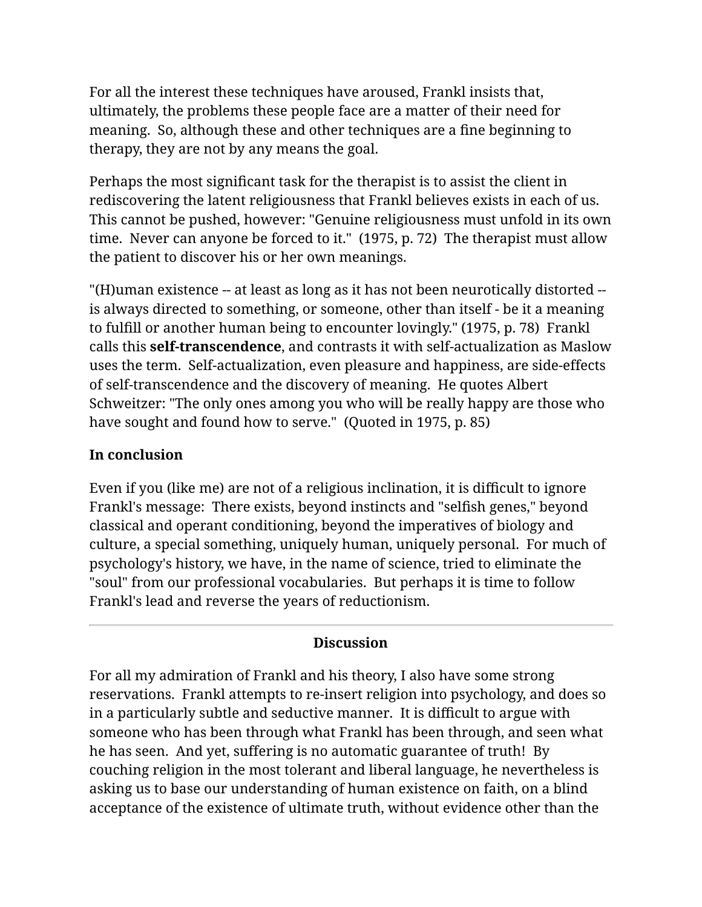For all the interest these techniques have aroused, Frankl insists that, ultimately, the problems these people face are a matter of their need for meaning. So, although these and other techniques are a fine beginning to therapy, they are not by any means the goal.

Perhaps the most significant task for the therapist is to assist the client in rediscovering the latent religiousness that Frankl believes exists in each of us. This cannot be pushed, however: "Genuine religiousness must unfold in its own time. Never can anyone be forced to it." (1975, p. 72) The therapist must allow the patient to discover his or her own meanings.

"(H)uman existence -- at least as long as it has not been neurotically distorted -- is always directed to something, or someone, other than itself - be it a meaning to fulfill or another human being to encounter lovingly." (1975, p. 78) Frankl calls this **self-transcendence**, and contrasts it with self-actualization as Maslow uses the term. Self-actualization, even pleasure and happiness, are side-effects of self-transcendence and the discovery of meaning. He quotes Albert Schweitzer: "The only ones among you who will be really happy are those who have sought and found how to serve." (Quoted in 1975, p. 85)

**In conclusion**

Even if you (like me) are not of a religious inclination, it is difficult to ignore Frankl's message: There exists, beyond instincts and "selfish genes," beyond classical and operant conditioning, beyond the imperatives of biology and culture, a special something, uniquely human, uniquely personal. For much of psychology's history, we have, in the name of science, tried to eliminate the "soul" from our professional vocabularies. But perhaps it is time to follow Frankl's lead and reverse the years of reductionism.

---

**Discussion**

For all my admiration of Frankl and his theory, I also have some strong reservations. Frankl attempts to re-insert religion into psychology, and does so in a particularly subtle and seductive manner. It is difficult to argue with someone who has been through what Frankl has been through, and seen what he has seen. And yet, suffering is no automatic guarantee of truth! By couching religion in the most tolerant and liberal language, he nevertheless is asking us to base our understanding of human existence on faith, on a blind acceptance of the existence of ultimate truth, without evidence other than the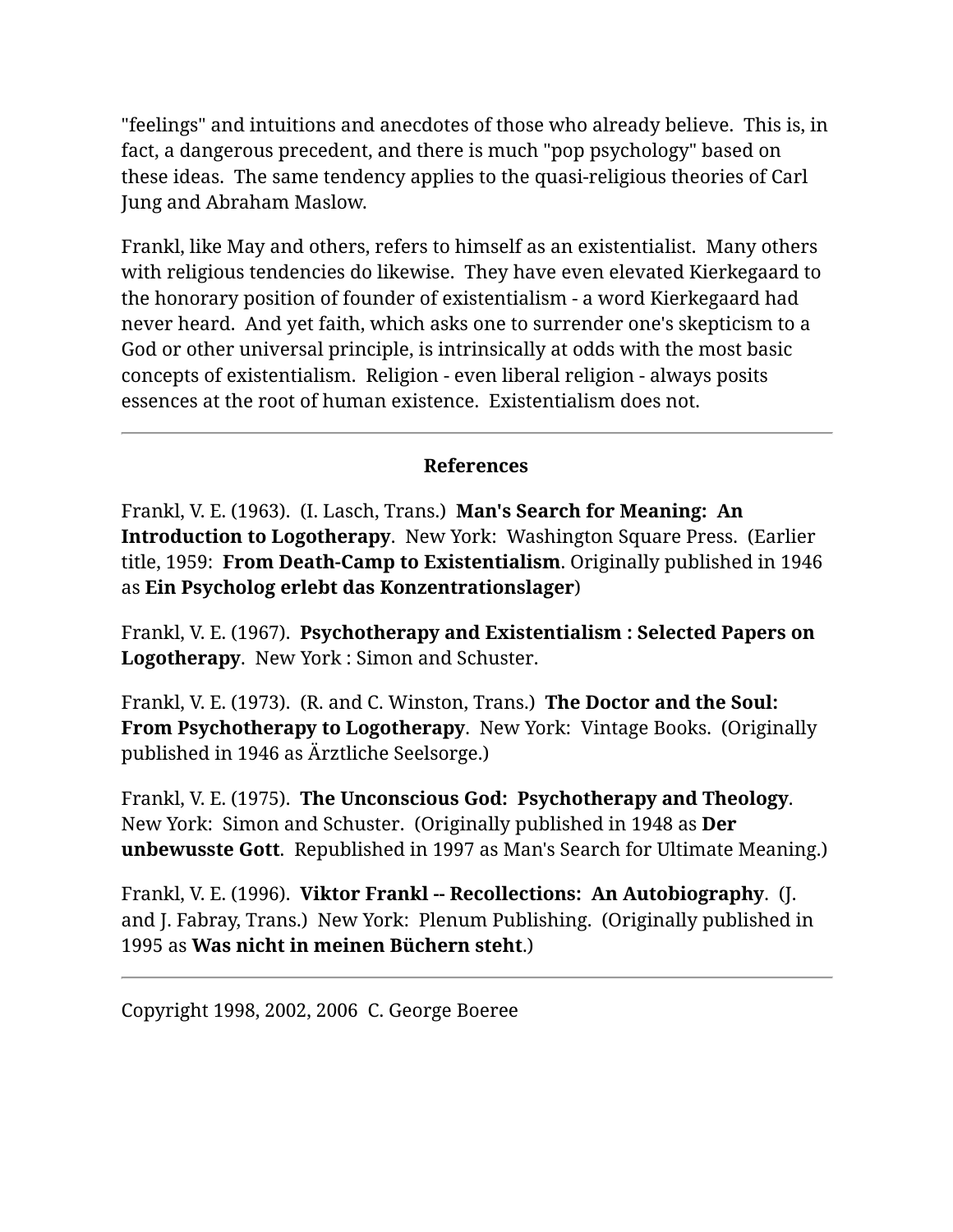"feelings" and intuitions and anecdotes of those who already believe.  This is, in fact, a dangerous precedent, and there is much "pop psychology" based on these ideas.  The same tendency applies to the quasi-religious theories of Carl Jung and Abraham Maslow.

Frankl, like May and others, refers to himself as an existentialist.  Many others with religious tendencies do likewise.  They have even elevated Kierkegaard to the honorary position of founder of existentialism - a word Kierkegaard had never heard.  And yet faith, which asks one to surrender one's skepticism to a God or other universal principle, is intrinsically at odds with the most basic concepts of existentialism.  Religion - even liberal religion - always posits essences at the root of human existence.  Existentialism does not.

---

**References**

Frankl, V. E. (1963).  (I. Lasch, Trans.)  **Man's Search for Meaning:  An Introduction to Logotherapy**.  New York:  Washington Square Press.  (Earlier title, 1959:  **From Death-Camp to Existentialism**. Originally published in 1946 as **Ein Psycholog erlebt das Konzentrationslager**)

Frankl, V. E. (1967).  **Psychotherapy and Existentialism : Selected Papers on Logotherapy**.  New York : Simon and Schuster.

Frankl, V. E. (1973).  (R. and C. Winston, Trans.)  **The Doctor and the Soul: From Psychotherapy to Logotherapy**.  New York:  Vintage Books.  (Originally published in 1946 as Ärztliche Seelsorge.)

Frankl, V. E. (1975).  **The Unconscious God:  Psychotherapy and Theology**.  New York:  Simon and Schuster.  (Originally published in 1948 as **Der unbewusste Gott**.  Republished in 1997 as Man's Search for Ultimate Meaning.)

Frankl, V. E. (1996).  **Viktor Frankl -- Recollections:  An Autobiography**.  (J. and J. Fabray, Trans.)  New York:  Plenum Publishing.  (Originally published in 1995 as **Was nicht in meinen Büchern steht**.)

---

Copyright 1998, 2002, 2006  C. George Boeree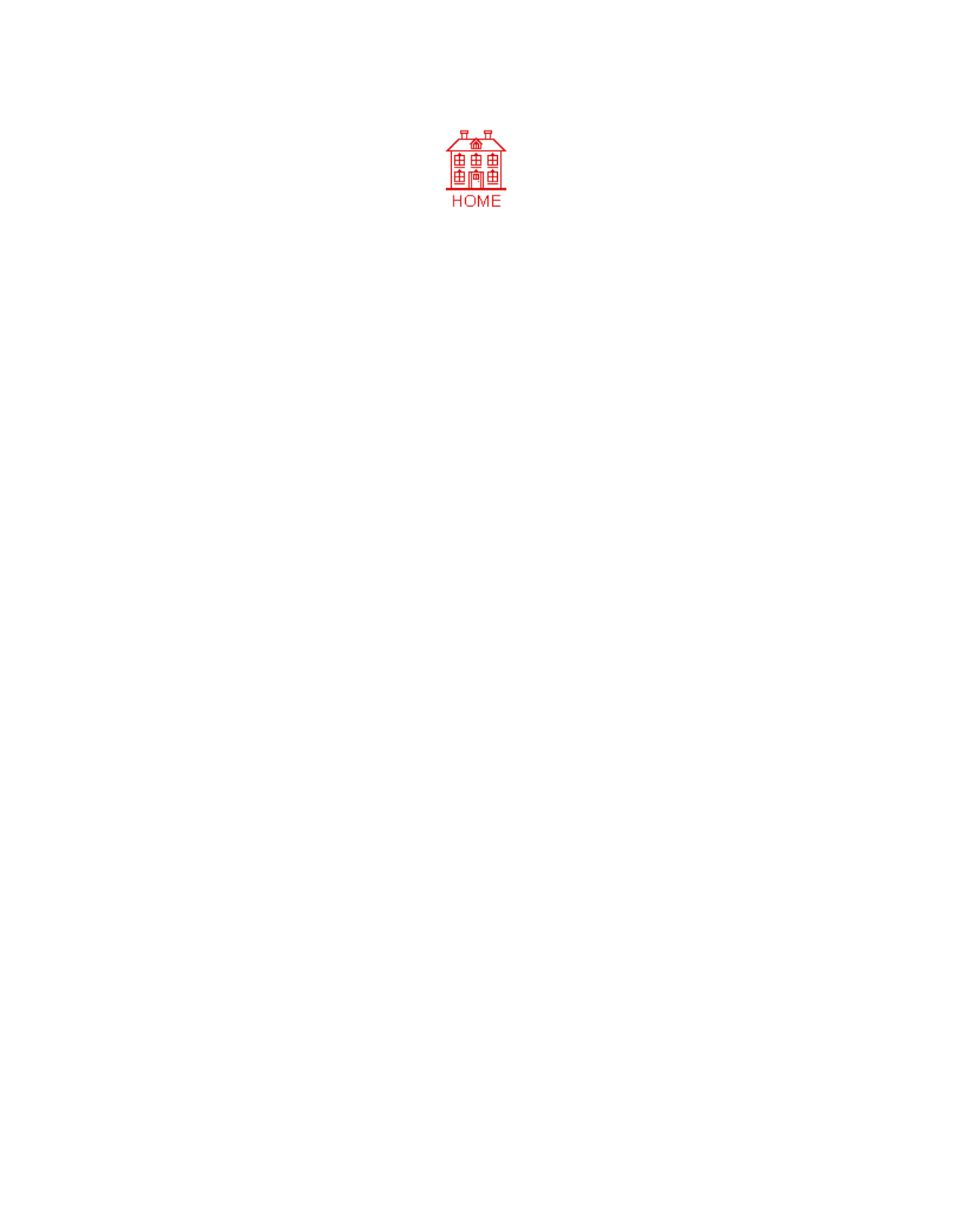HOME